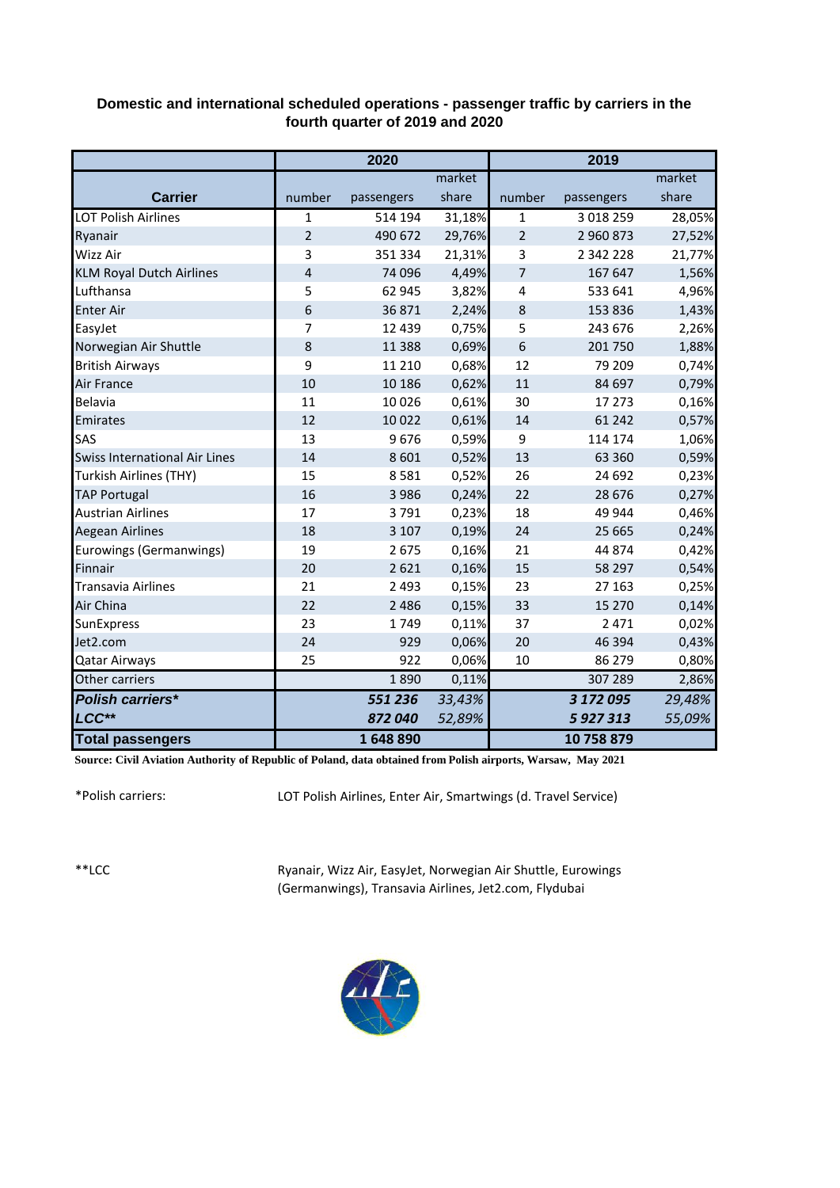## Domestic and international scheduled operations - passenger traffic by carriers in the fourth quarter of 2019 and 2020

| Carrier | 2020 | | | 2019 | | |
|---|---|---|---|---|---|---|
| | number | passengers | market share | number | passengers | market share |
| LOT Polish Airlines | 1 | 514 194 | 31,18% | 1 | 3 018 259 | 28,05% |
| Ryanair | 2 | 490 672 | 29,76% | 2 | 2 960 873 | 27,52% |
| Wizz Air | 3 | 351 334 | 21,31% | 3 | 2 342 228 | 21,77% |
| KLM Royal Dutch Airlines | 4 | 74 096 | 4,49% | 7 | 167 647 | 1,56% |
| Lufthansa | 5 | 62 945 | 3,82% | 4 | 533 641 | 4,96% |
| Enter Air | 6 | 36 871 | 2,24% | 8 | 153 836 | 1,43% |
| EasyJet | 7 | 12 439 | 0,75% | 5 | 243 676 | 2,26% |
| Norwegian Air Shuttle | 8 | 11 388 | 0,69% | 6 | 201 750 | 1,88% |
| British Airways | 9 | 11 210 | 0,68% | 12 | 79 209 | 0,74% |
| Air France | 10 | 10 186 | 0,62% | 11 | 84 697 | 0,79% |
| Belavia | 11 | 10 026 | 0,61% | 30 | 17 273 | 0,16% |
| Emirates | 12 | 10 022 | 0,61% | 14 | 61 242 | 0,57% |
| SAS | 13 | 9 676 | 0,59% | 9 | 114 174 | 1,06% |
| Swiss International Air Lines | 14 | 8 601 | 0,52% | 13 | 63 360 | 0,59% |
| Turkish Airlines (THY) | 15 | 8 581 | 0,52% | 26 | 24 692 | 0,23% |
| TAP Portugal | 16 | 3 986 | 0,24% | 22 | 28 676 | 0,27% |
| Austrian Airlines | 17 | 3 791 | 0,23% | 18 | 49 944 | 0,46% |
| Aegean Airlines | 18 | 3 107 | 0,19% | 24 | 25 665 | 0,24% |
| Eurowings (Germanwings) | 19 | 2 675 | 0,16% | 21 | 44 874 | 0,42% |
| Finnair | 20 | 2 621 | 0,16% | 15 | 58 297 | 0,54% |
| Transavia Airlines | 21 | 2 493 | 0,15% | 23 | 27 163 | 0,25% |
| Air China | 22 | 2 486 | 0,15% | 33 | 15 270 | 0,14% |
| SunExpress | 23 | 1 749 | 0,11% | 37 | 2 471 | 0,02% |
| Jet2.com | 24 | 929 | 0,06% | 20 | 46 394 | 0,43% |
| Qatar Airways | 25 | 922 | 0,06% | 10 | 86 279 | 0,80% |
| Other carriers | | 1 890 | 0,11% | | 307 289 | 2,86% |
| ***Polish carriers**** | | ***551 236*** | *33,43%* | | ***3 172 095*** | *29,48%* |
| ***LCC***** | | ***872 040*** | *52,89%* | | ***5 927 313*** | *55,09%* |
| **Total passengers** | | **1 648 890** | | | **10 758 879** | |

**Source: Civil Aviation Authority of Republic of Poland, data obtained from Polish airports, Warsaw, May 2021**

*Polish carriers: LOT Polish Airlines, Enter Air, Smartwings (d. Travel Service)

**LCC Ryanair, Wizz Air, EasyJet, Norwegian Air Shuttle, Eurowings (Germanwings), Transavia Airlines, Jet2.com, Flydubai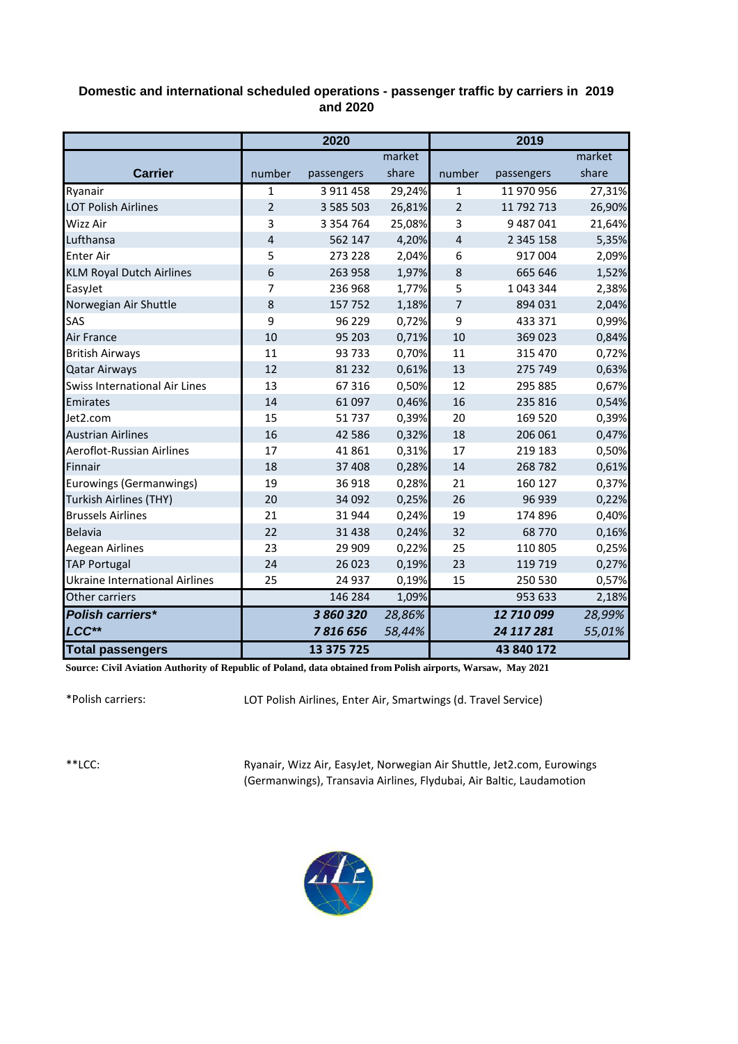**Domestic and international scheduled operations - passenger traffic by carriers in 2019 and 2020**

| Carrier | 2020 | | | 2019 | | |
|---|---|---|---|---|---|---|
| | number | passengers | market share | number | passengers | market share |
| Ryanair | 1 | 3 911 458 | 29,24% | 1 | 11 970 956 | 27,31% |
| LOT Polish Airlines | 2 | 3 585 503 | 26,81% | 2 | 11 792 713 | 26,90% |
| Wizz Air | 3 | 3 354 764 | 25,08% | 3 | 9 487 041 | 21,64% |
| Lufthansa | 4 | 562 147 | 4,20% | 4 | 2 345 158 | 5,35% |
| Enter Air | 5 | 273 228 | 2,04% | 6 | 917 004 | 2,09% |
| KLM Royal Dutch Airlines | 6 | 263 958 | 1,97% | 8 | 665 646 | 1,52% |
| EasyJet | 7 | 236 968 | 1,77% | 5 | 1 043 344 | 2,38% |
| Norwegian Air Shuttle | 8 | 157 752 | 1,18% | 7 | 894 031 | 2,04% |
| SAS | 9 | 96 229 | 0,72% | 9 | 433 371 | 0,99% |
| Air France | 10 | 95 203 | 0,71% | 10 | 369 023 | 0,84% |
| British Airways | 11 | 93 733 | 0,70% | 11 | 315 470 | 0,72% |
| Qatar Airways | 12 | 81 232 | 0,61% | 13 | 275 749 | 0,63% |
| Swiss International Air Lines | 13 | 67 316 | 0,50% | 12 | 295 885 | 0,67% |
| Emirates | 14 | 61 097 | 0,46% | 16 | 235 816 | 0,54% |
| Jet2.com | 15 | 51 737 | 0,39% | 20 | 169 520 | 0,39% |
| Austrian Airlines | 16 | 42 586 | 0,32% | 18 | 206 061 | 0,47% |
| Aeroflot-Russian Airlines | 17 | 41 861 | 0,31% | 17 | 219 183 | 0,50% |
| Finnair | 18 | 37 408 | 0,28% | 14 | 268 782 | 0,61% |
| Eurowings (Germanwings) | 19 | 36 918 | 0,28% | 21 | 160 127 | 0,37% |
| Turkish Airlines (THY) | 20 | 34 092 | 0,25% | 26 | 96 939 | 0,22% |
| Brussels Airlines | 21 | 31 944 | 0,24% | 19 | 174 896 | 0,40% |
| Belavia | 22 | 31 438 | 0,24% | 32 | 68 770 | 0,16% |
| Aegean Airlines | 23 | 29 909 | 0,22% | 25 | 110 805 | 0,25% |
| TAP Portugal | 24 | 26 023 | 0,19% | 23 | 119 719 | 0,27% |
| Ukraine International Airlines | 25 | 24 937 | 0,19% | 15 | 250 530 | 0,57% |
| Other carriers | | 146 284 | 1,09% | | 953 633 | 2,18% |
| ***Polish carriers**** | | ***3 860 320*** | *28,86%* | | ***12 710 099*** | *28,99%* |
| ***LCC***** | | ***7 816 656*** | *58,44%* | | ***24 117 281*** | *55,01%* |
| **Total passengers** | | **13 375 725** | | | **43 840 172** | |

**Source: Civil Aviation Authority of Republic of Poland, data obtained from Polish airports, Warsaw, May 2021**

*Polish carriers: LOT Polish Airlines, Enter Air, Smartwings (d. Travel Service)

**LCC: Ryanair, Wizz Air, EasyJet, Norwegian Air Shuttle, Jet2.com, Eurowings (Germanwings), Transavia Airlines, Flydubai, Air Baltic, Laudamotion